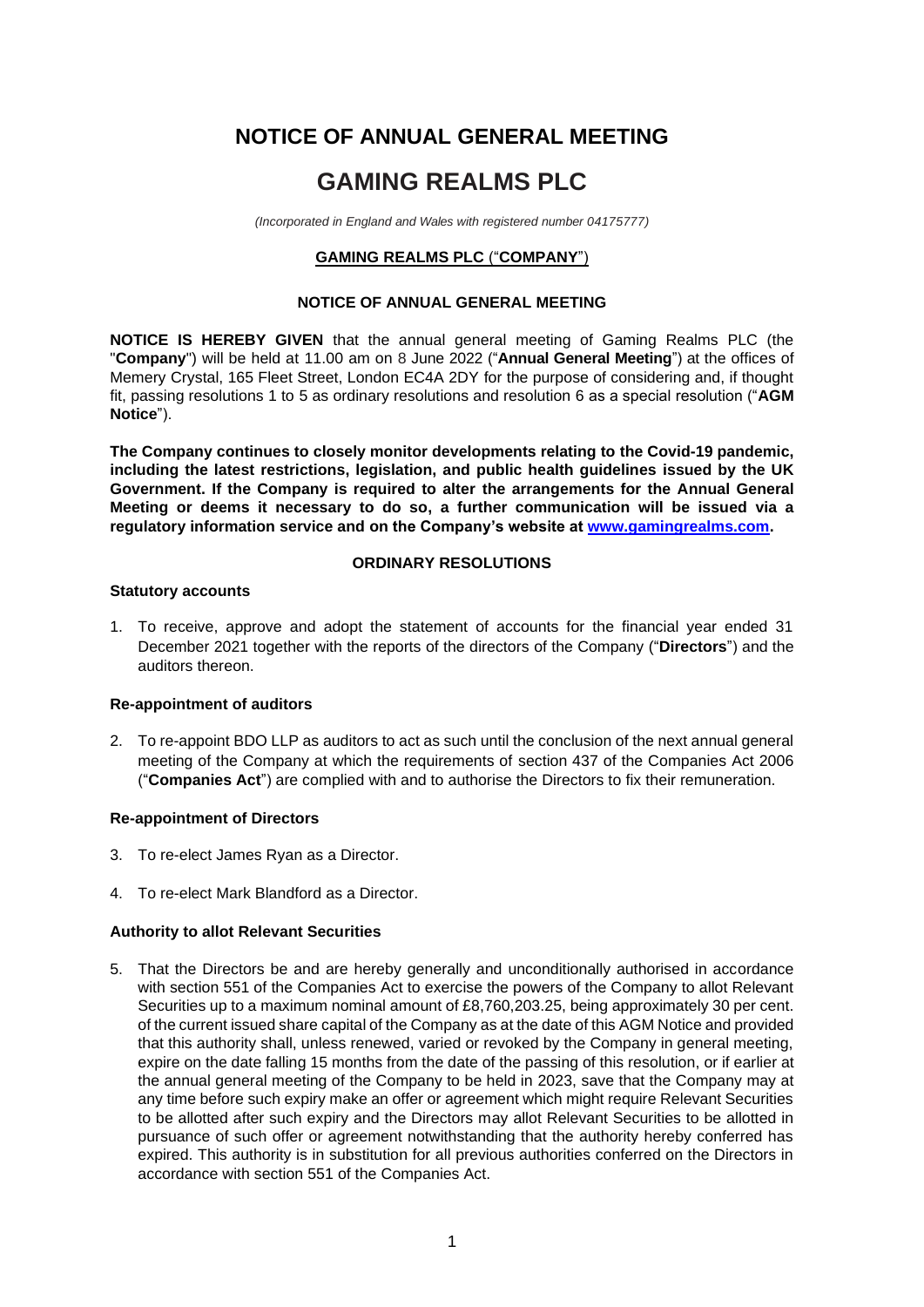# NOTICE OF ANNUAL GENERAL MEETING

# GAMING REALMS PLC

*(Incorporated in England and Wales with registered number 04175777)*

**GAMING REALMS PLC ("COMPANY")**

**NOTICE OF ANNUAL GENERAL MEETING**

**NOTICE IS HEREBY GIVEN** that the annual general meeting of Gaming Realms PLC (the "**Company**") will be held at 11.00 am on 8 June 2022 ("**Annual General Meeting**") at the offices of Memery Crystal, 165 Fleet Street, London EC4A 2DY for the purpose of considering and, if thought fit, passing resolutions 1 to 5 as ordinary resolutions and resolution 6 as a special resolution ("**AGM Notice**").

**The Company continues to closely monitor developments relating to the Covid-19 pandemic, including the latest restrictions, legislation, and public health guidelines issued by the UK Government. If the Company is required to alter the arrangements for the Annual General Meeting or deems it necessary to do so, a further communication will be issued via a regulatory information service and on the Company's website at www.gamingrealms.com.**

**ORDINARY RESOLUTIONS**

**Statutory accounts**

1. To receive, approve and adopt the statement of accounts for the financial year ended 31 December 2021 together with the reports of the directors of the Company ("**Directors**") and the auditors thereon.

**Re-appointment of auditors**

2. To re-appoint BDO LLP as auditors to act as such until the conclusion of the next annual general meeting of the Company at which the requirements of section 437 of the Companies Act 2006 ("**Companies Act**") are complied with and to authorise the Directors to fix their remuneration.

**Re-appointment of Directors**

3. To re-elect James Ryan as a Director.

4. To re-elect Mark Blandford as a Director.

**Authority to allot Relevant Securities**

5. That the Directors be and are hereby generally and unconditionally authorised in accordance with section 551 of the Companies Act to exercise the powers of the Company to allot Relevant Securities up to a maximum nominal amount of £8,760,203.25, being approximately 30 per cent. of the current issued share capital of the Company as at the date of this AGM Notice and provided that this authority shall, unless renewed, varied or revoked by the Company in general meeting, expire on the date falling 15 months from the date of the passing of this resolution, or if earlier at the annual general meeting of the Company to be held in 2023, save that the Company may at any time before such expiry make an offer or agreement which might require Relevant Securities to be allotted after such expiry and the Directors may allot Relevant Securities to be allotted in pursuance of such offer or agreement notwithstanding that the authority hereby conferred has expired. This authority is in substitution for all previous authorities conferred on the Directors in accordance with section 551 of the Companies Act.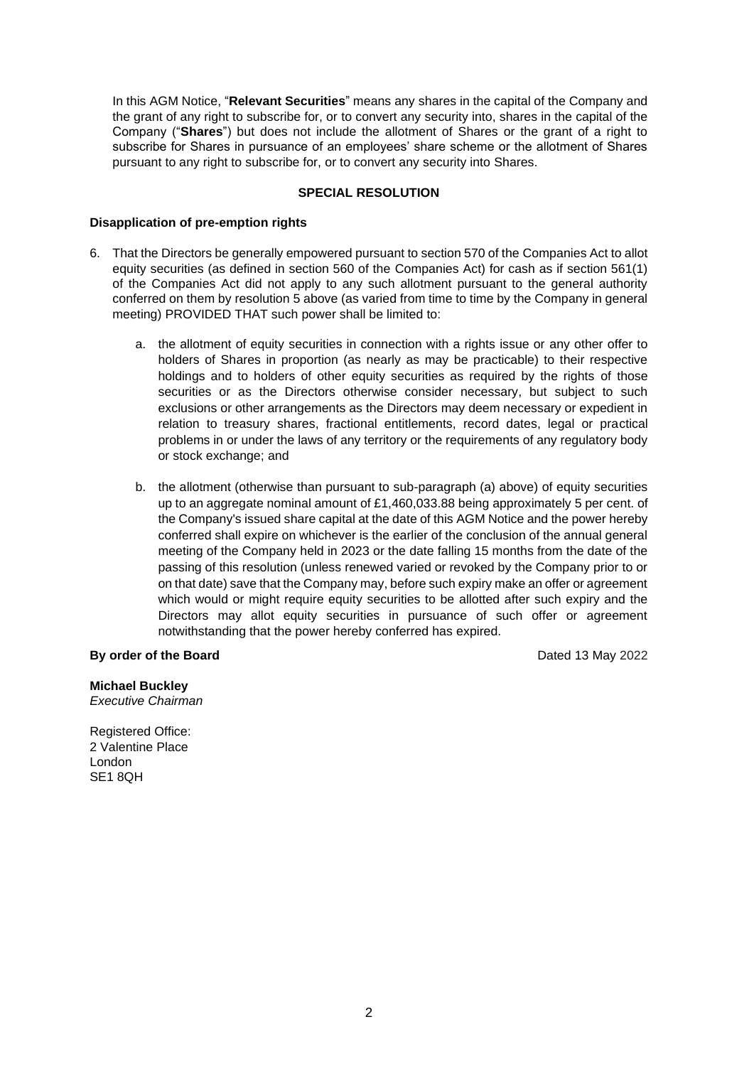In this AGM Notice, "**Relevant Securities**" means any shares in the capital of the Company and the grant of any right to subscribe for, or to convert any security into, shares in the capital of the Company ("**Shares**") but does not include the allotment of Shares or the grant of a right to subscribe for Shares in pursuance of an employees' share scheme or the allotment of Shares pursuant to any right to subscribe for, or to convert any security into Shares.

**SPECIAL RESOLUTION**

**Disapplication of pre-emption rights**

6. That the Directors be generally empowered pursuant to section 570 of the Companies Act to allot equity securities (as defined in section 560 of the Companies Act) for cash as if section 561(1) of the Companies Act did not apply to any such allotment pursuant to the general authority conferred on them by resolution 5 above (as varied from time to time by the Company in general meeting) PROVIDED THAT such power shall be limited to:

    a. the allotment of equity securities in connection with a rights issue or any other offer to holders of Shares in proportion (as nearly as may be practicable) to their respective holdings and to holders of other equity securities as required by the rights of those securities or as the Directors otherwise consider necessary, but subject to such exclusions or other arrangements as the Directors may deem necessary or expedient in relation to treasury shares, fractional entitlements, record dates, legal or practical problems in or under the laws of any territory or the requirements of any regulatory body or stock exchange; and

    b. the allotment (otherwise than pursuant to sub-paragraph (a) above) of equity securities up to an aggregate nominal amount of £1,460,033.88 being approximately 5 per cent. of the Company's issued share capital at the date of this AGM Notice and the power hereby conferred shall expire on whichever is the earlier of the conclusion of the annual general meeting of the Company held in 2023 or the date falling 15 months from the date of the passing of this resolution (unless renewed varied or revoked by the Company prior to or on that date) save that the Company may, before such expiry make an offer or agreement which would or might require equity securities to be allotted after such expiry and the Directors may allot equity securities in pursuance of such offer or agreement notwithstanding that the power hereby conferred has expired.

**By order of the Board** Dated 13 May 2022

**Michael Buckley**
*Executive Chairman*

Registered Office:
2 Valentine Place
London
SE1 8QH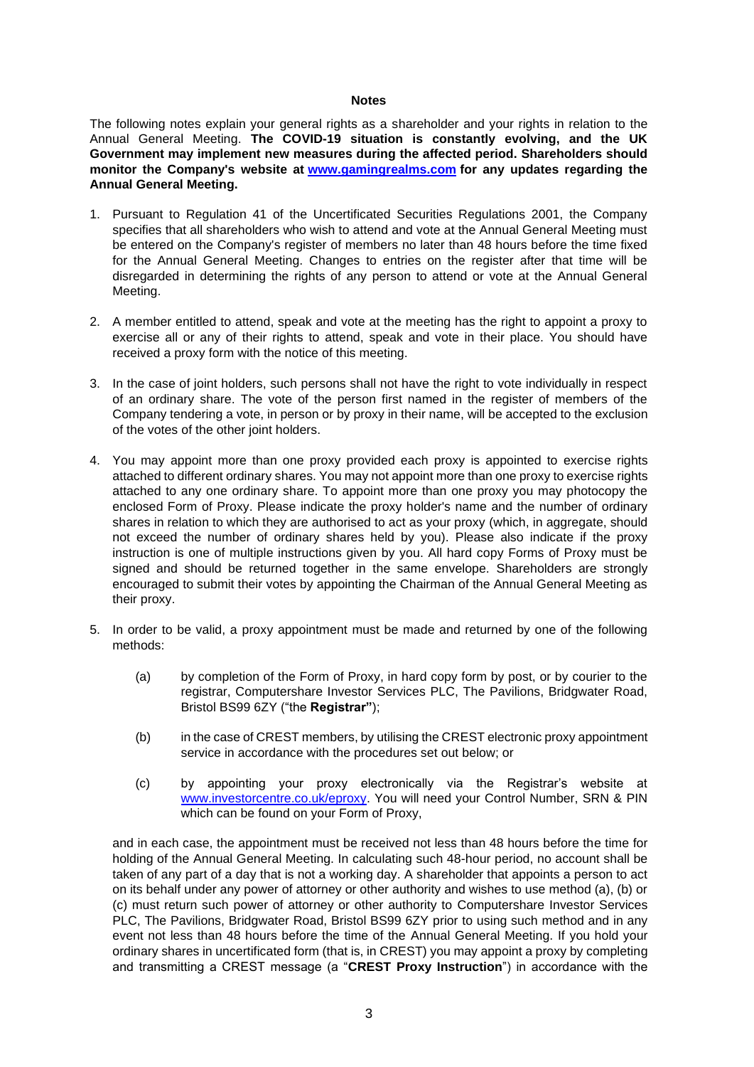**Notes**

The following notes explain your general rights as a shareholder and your rights in relation to the Annual General Meeting. **The COVID-19 situation is constantly evolving, and the UK Government may implement new measures during the affected period. Shareholders should monitor the Company's website at [www.gamingrealms.com](www.gamingrealms.com) for any updates regarding the Annual General Meeting.**

1. Pursuant to Regulation 41 of the Uncertificated Securities Regulations 2001, the Company specifies that all shareholders who wish to attend and vote at the Annual General Meeting must be entered on the Company's register of members no later than 48 hours before the time fixed for the Annual General Meeting. Changes to entries on the register after that time will be disregarded in determining the rights of any person to attend or vote at the Annual General Meeting.

2. A member entitled to attend, speak and vote at the meeting has the right to appoint a proxy to exercise all or any of their rights to attend, speak and vote in their place. You should have received a proxy form with the notice of this meeting.

3. In the case of joint holders, such persons shall not have the right to vote individually in respect of an ordinary share. The vote of the person first named in the register of members of the Company tendering a vote, in person or by proxy in their name, will be accepted to the exclusion of the votes of the other joint holders.

4. You may appoint more than one proxy provided each proxy is appointed to exercise rights attached to different ordinary shares. You may not appoint more than one proxy to exercise rights attached to any one ordinary share. To appoint more than one proxy you may photocopy the enclosed Form of Proxy. Please indicate the proxy holder's name and the number of ordinary shares in relation to which they are authorised to act as your proxy (which, in aggregate, should not exceed the number of ordinary shares held by you). Please also indicate if the proxy instruction is one of multiple instructions given by you. All hard copy Forms of Proxy must be signed and should be returned together in the same envelope. Shareholders are strongly encouraged to submit their votes by appointing the Chairman of the Annual General Meeting as their proxy.

5. In order to be valid, a proxy appointment must be made and returned by one of the following methods:

   (a) by completion of the Form of Proxy, in hard copy form by post, or by courier to the registrar, Computershare Investor Services PLC, The Pavilions, Bridgwater Road, Bristol BS99 6ZY ("the **Registrar"**);

   (b) in the case of CREST members, by utilising the CREST electronic proxy appointment service in accordance with the procedures set out below; or

   (c) by appointing your proxy electronically via the Registrar's website at [www.investorcentre.co.uk/eproxy](www.investorcentre.co.uk/eproxy). You will need your Control Number, SRN & PIN which can be found on your Form of Proxy,

   and in each case, the appointment must be received not less than 48 hours before the time for holding of the Annual General Meeting. In calculating such 48-hour period, no account shall be taken of any part of a day that is not a working day. A shareholder that appoints a person to act on its behalf under any power of attorney or other authority and wishes to use method (a), (b) or (c) must return such power of attorney or other authority to Computershare Investor Services PLC, The Pavilions, Bridgwater Road, Bristol BS99 6ZY prior to using such method and in any event not less than 48 hours before the time of the Annual General Meeting. If you hold your ordinary shares in uncertificated form (that is, in CREST) you may appoint a proxy by completing and transmitting a CREST message (a "**CREST Proxy Instruction**") in accordance with the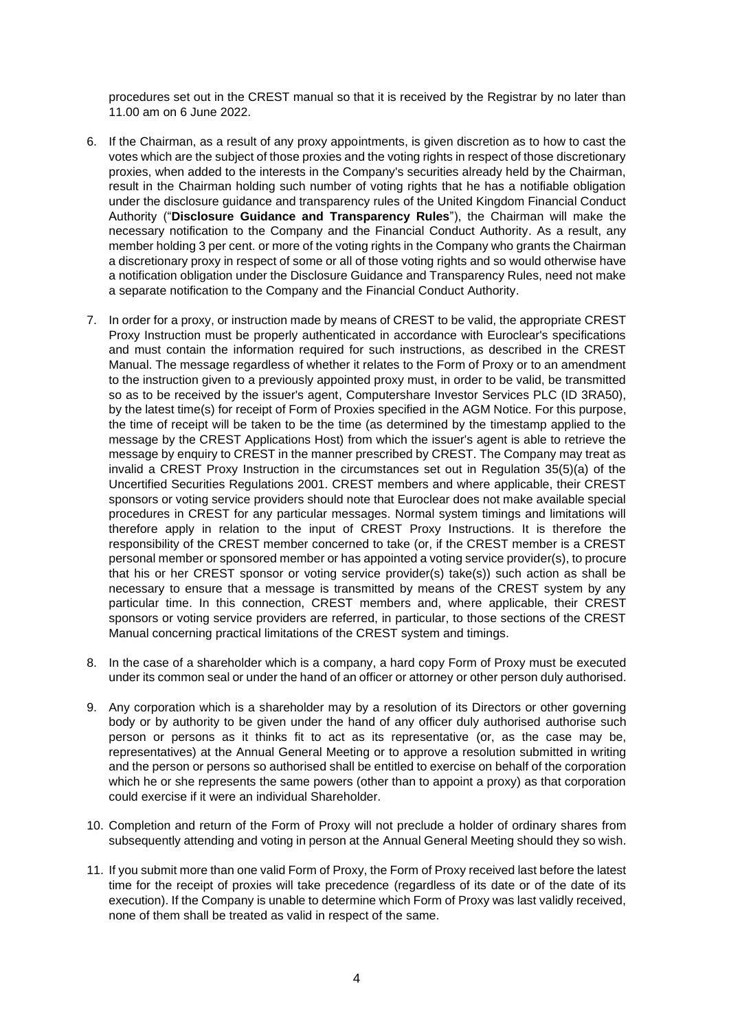procedures set out in the CREST manual so that it is received by the Registrar by no later than 11.00 am on 6 June 2022.

6. If the Chairman, as a result of any proxy appointments, is given discretion as to how to cast the votes which are the subject of those proxies and the voting rights in respect of those discretionary proxies, when added to the interests in the Company's securities already held by the Chairman, result in the Chairman holding such number of voting rights that he has a notifiable obligation under the disclosure guidance and transparency rules of the United Kingdom Financial Conduct Authority ("**Disclosure Guidance and Transparency Rules**"), the Chairman will make the necessary notification to the Company and the Financial Conduct Authority. As a result, any member holding 3 per cent. or more of the voting rights in the Company who grants the Chairman a discretionary proxy in respect of some or all of those voting rights and so would otherwise have a notification obligation under the Disclosure Guidance and Transparency Rules, need not make a separate notification to the Company and the Financial Conduct Authority.

7. In order for a proxy, or instruction made by means of CREST to be valid, the appropriate CREST Proxy Instruction must be properly authenticated in accordance with Euroclear's specifications and must contain the information required for such instructions, as described in the CREST Manual. The message regardless of whether it relates to the Form of Proxy or to an amendment to the instruction given to a previously appointed proxy must, in order to be valid, be transmitted so as to be received by the issuer's agent, Computershare Investor Services PLC (ID 3RA50), by the latest time(s) for receipt of Form of Proxies specified in the AGM Notice. For this purpose, the time of receipt will be taken to be the time (as determined by the timestamp applied to the message by the CREST Applications Host) from which the issuer's agent is able to retrieve the message by enquiry to CREST in the manner prescribed by CREST. The Company may treat as invalid a CREST Proxy Instruction in the circumstances set out in Regulation 35(5)(a) of the Uncertified Securities Regulations 2001. CREST members and where applicable, their CREST sponsors or voting service providers should note that Euroclear does not make available special procedures in CREST for any particular messages. Normal system timings and limitations will therefore apply in relation to the input of CREST Proxy Instructions. It is therefore the responsibility of the CREST member concerned to take (or, if the CREST member is a CREST personal member or sponsored member or has appointed a voting service provider(s), to procure that his or her CREST sponsor or voting service provider(s) take(s)) such action as shall be necessary to ensure that a message is transmitted by means of the CREST system by any particular time. In this connection, CREST members and, where applicable, their CREST sponsors or voting service providers are referred, in particular, to those sections of the CREST Manual concerning practical limitations of the CREST system and timings.

8. In the case of a shareholder which is a company, a hard copy Form of Proxy must be executed under its common seal or under the hand of an officer or attorney or other person duly authorised.

9. Any corporation which is a shareholder may by a resolution of its Directors or other governing body or by authority to be given under the hand of any officer duly authorised authorise such person or persons as it thinks fit to act as its representative (or, as the case may be, representatives) at the Annual General Meeting or to approve a resolution submitted in writing and the person or persons so authorised shall be entitled to exercise on behalf of the corporation which he or she represents the same powers (other than to appoint a proxy) as that corporation could exercise if it were an individual Shareholder.

10. Completion and return of the Form of Proxy will not preclude a holder of ordinary shares from subsequently attending and voting in person at the Annual General Meeting should they so wish.

11. If you submit more than one valid Form of Proxy, the Form of Proxy received last before the latest time for the receipt of proxies will take precedence (regardless of its date or of the date of its execution). If the Company is unable to determine which Form of Proxy was last validly received, none of them shall be treated as valid in respect of the same.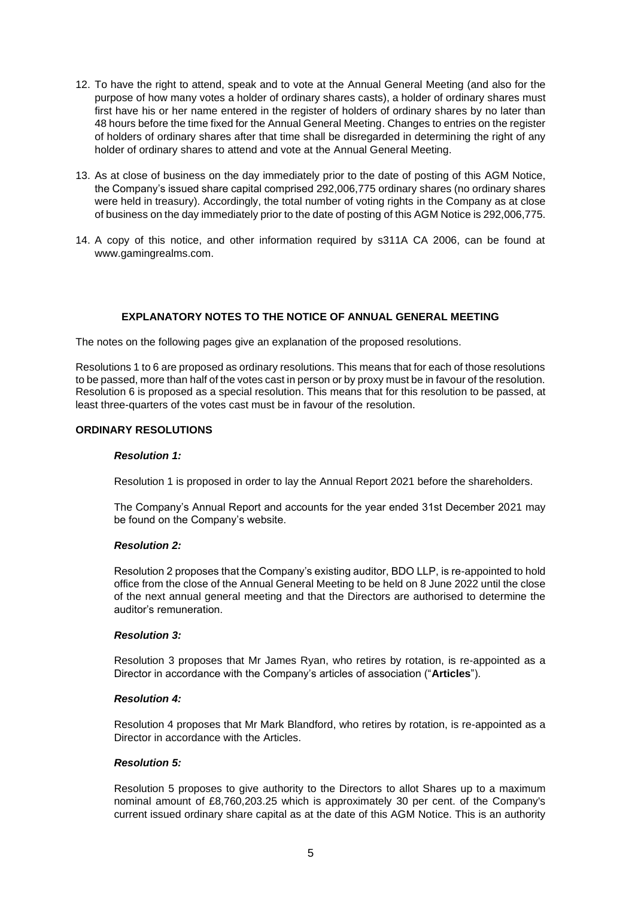12. To have the right to attend, speak and to vote at the Annual General Meeting (and also for the purpose of how many votes a holder of ordinary shares casts), a holder of ordinary shares must first have his or her name entered in the register of holders of ordinary shares by no later than 48 hours before the time fixed for the Annual General Meeting. Changes to entries on the register of holders of ordinary shares after that time shall be disregarded in determining the right of any holder of ordinary shares to attend and vote at the Annual General Meeting.

13. As at close of business on the day immediately prior to the date of posting of this AGM Notice, the Company's issued share capital comprised 292,006,775 ordinary shares (no ordinary shares were held in treasury). Accordingly, the total number of voting rights in the Company as at close of business on the day immediately prior to the date of posting of this AGM Notice is 292,006,775.

14. A copy of this notice, and other information required by s311A CA 2006, can be found at www.gamingrealms.com.

## EXPLANATORY NOTES TO THE NOTICE OF ANNUAL GENERAL MEETING

The notes on the following pages give an explanation of the proposed resolutions.

Resolutions 1 to 6 are proposed as ordinary resolutions. This means that for each of those resolutions to be passed, more than half of the votes cast in person or by proxy must be in favour of the resolution. Resolution 6 is proposed as a special resolution. This means that for this resolution to be passed, at least three-quarters of the votes cast must be in favour of the resolution.

### ORDINARY RESOLUTIONS

***Resolution 1:***

Resolution 1 is proposed in order to lay the Annual Report 2021 before the shareholders.

The Company's Annual Report and accounts for the year ended 31st December 2021 may be found on the Company's website.

***Resolution 2:***

Resolution 2 proposes that the Company's existing auditor, BDO LLP, is re-appointed to hold office from the close of the Annual General Meeting to be held on 8 June 2022 until the close of the next annual general meeting and that the Directors are authorised to determine the auditor's remuneration.

***Resolution 3:***

Resolution 3 proposes that Mr James Ryan, who retires by rotation, is re-appointed as a Director in accordance with the Company's articles of association ("**Articles**").

***Resolution 4:***

Resolution 4 proposes that Mr Mark Blandford, who retires by rotation, is re-appointed as a Director in accordance with the Articles.

***Resolution 5:***

Resolution 5 proposes to give authority to the Directors to allot Shares up to a maximum nominal amount of £8,760,203.25 which is approximately 30 per cent. of the Company's current issued ordinary share capital as at the date of this AGM Notice. This is an authority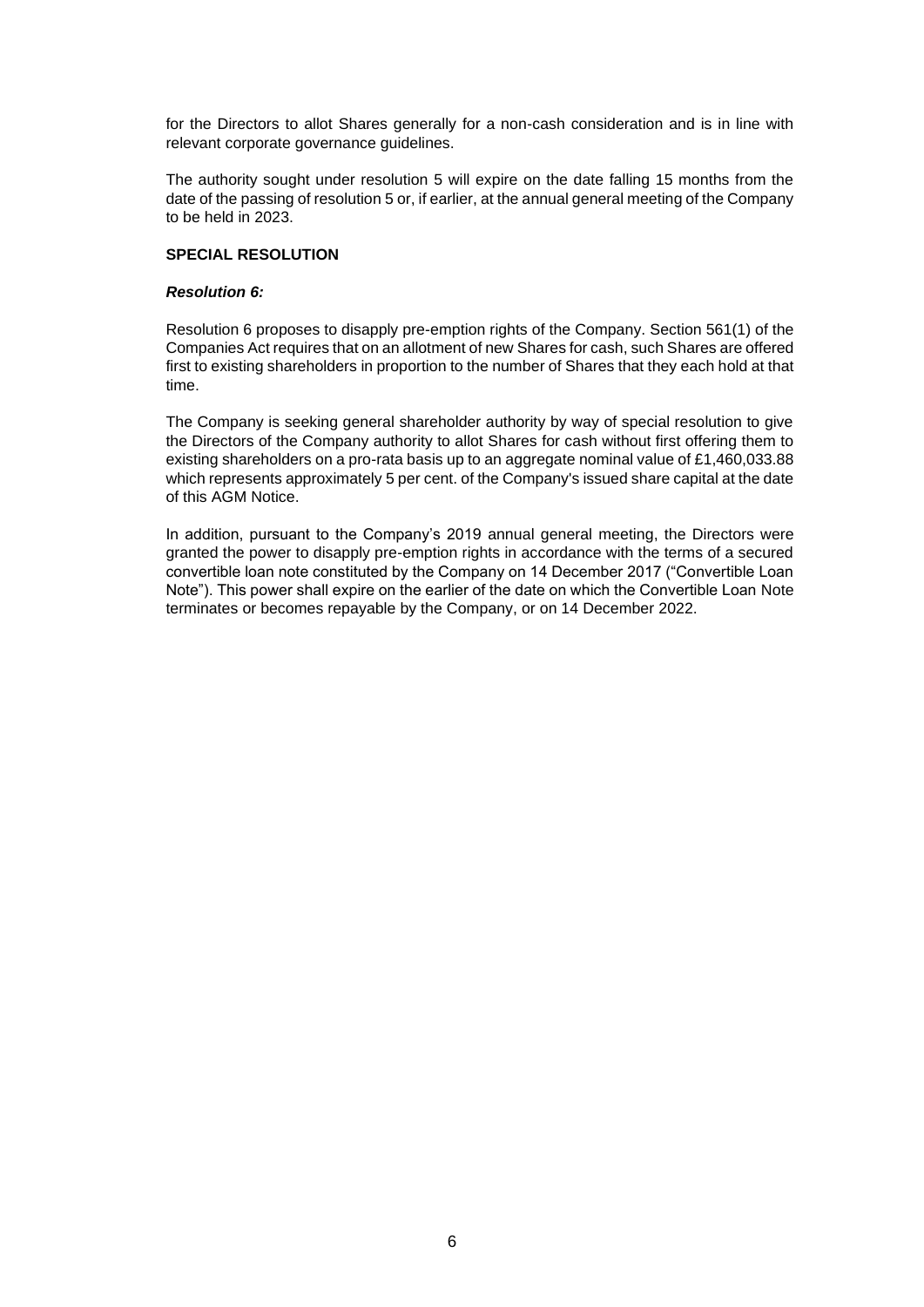for the Directors to allot Shares generally for a non-cash consideration and is in line with relevant corporate governance guidelines.

The authority sought under resolution 5 will expire on the date falling 15 months from the date of the passing of resolution 5 or, if earlier, at the annual general meeting of the Company to be held in 2023.

**SPECIAL RESOLUTION**

***Resolution 6:***

Resolution 6 proposes to disapply pre-emption rights of the Company. Section 561(1) of the Companies Act requires that on an allotment of new Shares for cash, such Shares are offered first to existing shareholders in proportion to the number of Shares that they each hold at that time.

The Company is seeking general shareholder authority by way of special resolution to give the Directors of the Company authority to allot Shares for cash without first offering them to existing shareholders on a pro-rata basis up to an aggregate nominal value of £1,460,033.88 which represents approximately 5 per cent. of the Company's issued share capital at the date of this AGM Notice.

In addition, pursuant to the Company's 2019 annual general meeting, the Directors were granted the power to disapply pre-emption rights in accordance with the terms of a secured convertible loan note constituted by the Company on 14 December 2017 ("Convertible Loan Note"). This power shall expire on the earlier of the date on which the Convertible Loan Note terminates or becomes repayable by the Company, or on 14 December 2022.